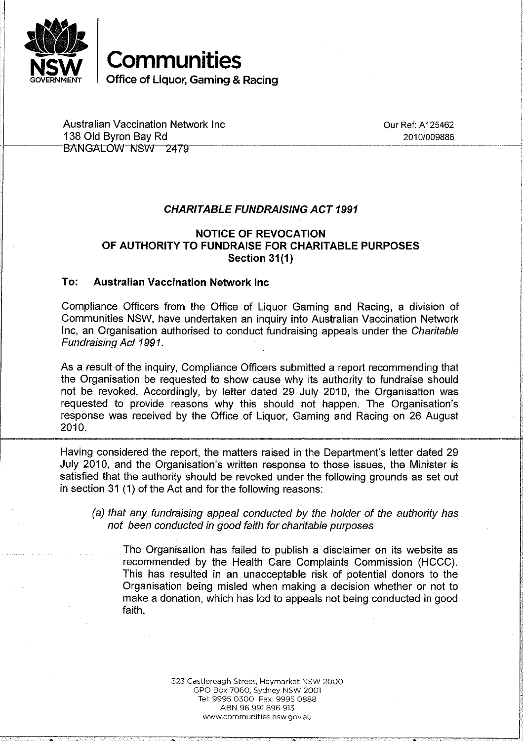**Communities**

**Office of Liquor, Gaming & Racing**

Australian Vaccination Network Inc
138 Old Byron Bay Rd
BANGALOW NSW 2479

Our Ref: A125462
2010/009886

### ***CHARITABLE FUNDRAISING ACT 1991***

### NOTICE OF REVOCATION OF AUTHORITY TO FUNDRAISE FOR CHARITABLE PURPOSES Section 31(1)

**To: Australian Vaccination Network Inc**

Compliance Officers from the Office of Liquor Gaming and Racing, a division of Communities NSW, have undertaken an inquiry into Australian Vaccination Network Inc, an Organisation authorised to conduct fundraising appeals under the *Charitable Fundraising Act 1991*.

As a result of the inquiry, Compliance Officers submitted a report recommending that the Organisation be requested to show cause why its authority to fundraise should not be revoked. Accordingly, by letter dated 29 July 2010, the Organisation was requested to provide reasons why this should not happen. The Organisation's response was received by the Office of Liquor, Gaming and Racing on 26 August 2010.

Having considered the report, the matters raised in the Department's letter dated 29 July 2010, and the Organisation's written response to those issues, the Minister is satisfied that the authority should be revoked under the following grounds as set out in section 31 (1) of the Act and for the following reasons:

*(a) that any fundraising appeal conducted by the holder of the authority has not been conducted in good faith for charitable purposes*

The Organisation has failed to publish a disclaimer on its website as recommended by the Health Care Complaints Commission (HCCC). This has resulted in an unacceptable risk of potential donors to the Organisation being misled when making a decision whether or not to make a donation, which has led to appeals not being conducted in good faith.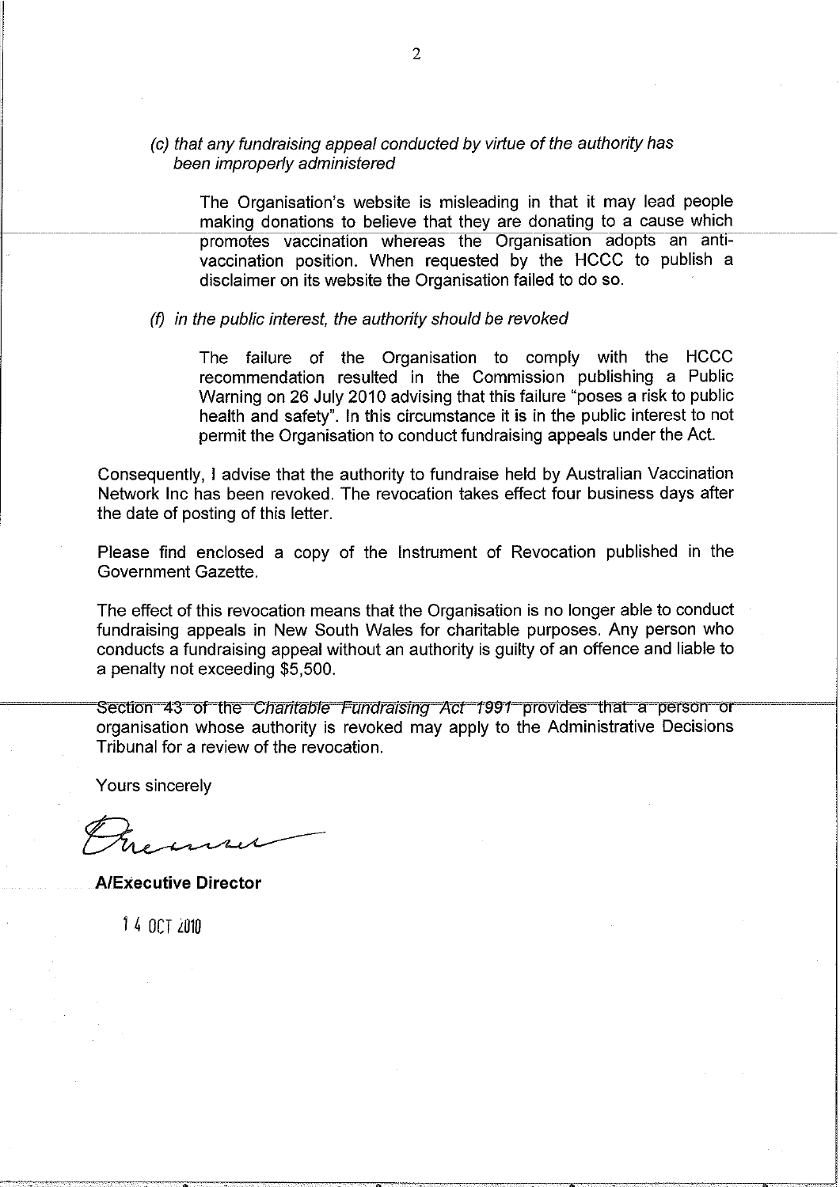*(c) that any fundraising appeal conducted by virtue of the authority has been improperly administered*

> The Organisation's website is misleading in that it may lead people making donations to believe that they are donating to a cause which promotes vaccination whereas the Organisation adopts an anti-vaccination position. When requested by the HCCC to publish a disclaimer on its website the Organisation failed to do so.

*(f) in the public interest, the authority should be revoked*

> The failure of the Organisation to comply with the HCCC recommendation resulted in the Commission publishing a Public Warning on 26 July 2010 advising that this failure "poses a risk to public health and safety". In this circumstance it is in the public interest to not permit the Organisation to conduct fundraising appeals under the Act.

Consequently, I advise that the authority to fundraise held by Australian Vaccination Network Inc has been revoked. The revocation takes effect four business days after the date of posting of this letter.

Please find enclosed a copy of the Instrument of Revocation published in the Government Gazette.

The effect of this revocation means that the Organisation is no longer able to conduct fundraising appeals in New South Wales for charitable purposes. Any person who conducts a fundraising appeal without an authority is guilty of an offence and liable to a penalty not exceeding $5,500.

Section 43 of the *Charitable Fundraising Act 1991* provides that a person or organisation whose authority is revoked may apply to the Administrative Decisions Tribunal for a review of the revocation.

Yours sincerely

**A/Executive Director**

14 OCT 2010